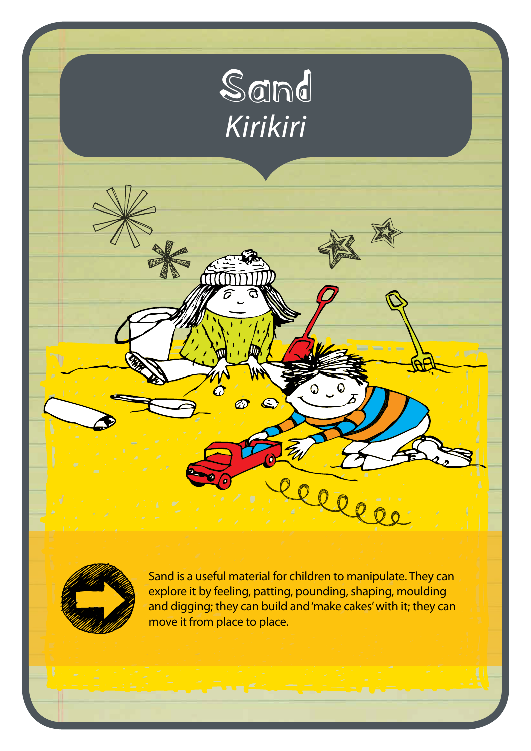# Sand

*Kirikiri*

Sand is a useful material for children to manipulate. They can explore it by feeling, patting, pounding, shaping, moulding and digging; they can build and 'make cakes' with it; they can move it from place to place.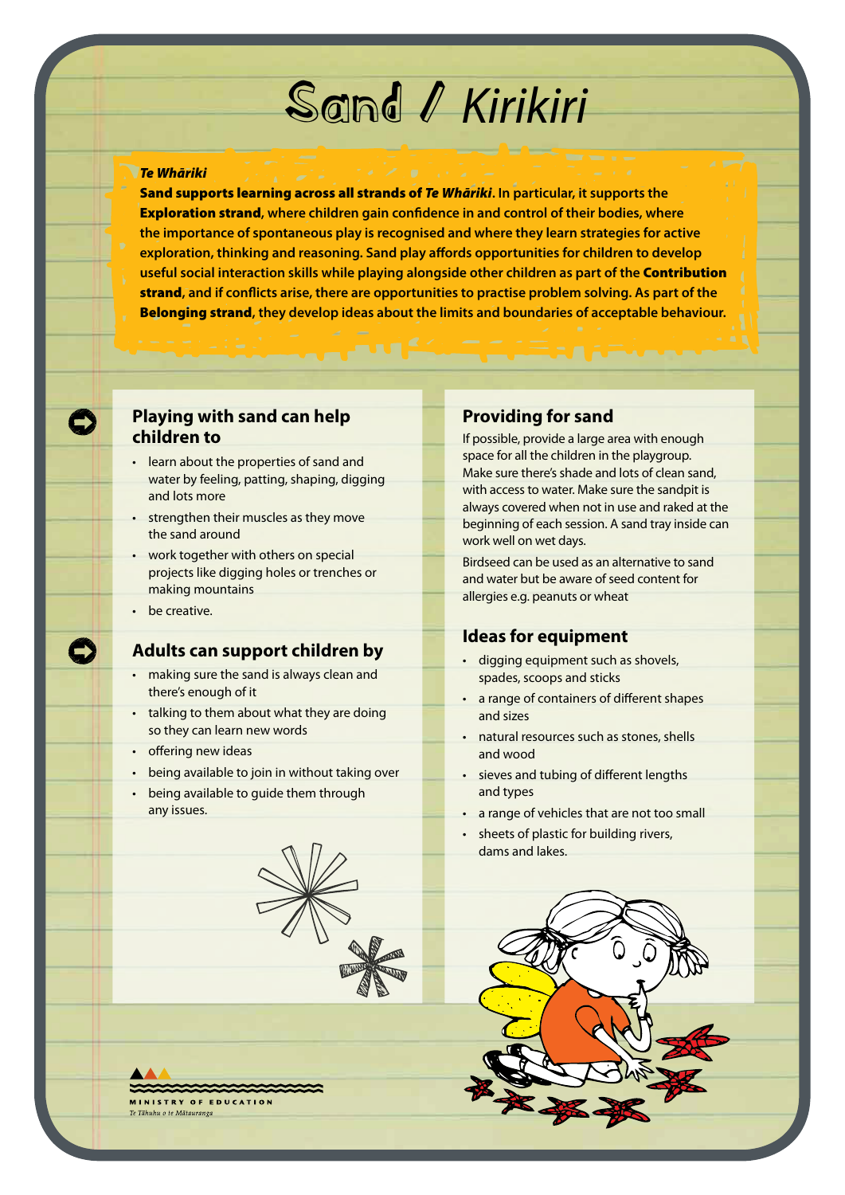# Sand / *Kirikiri*

***Te Whāriki***

**Sand supports learning across all strands of *Te Whāriki*.** In particular, it supports the **Exploration strand**, where children gain confidence in and control of their bodies, where the importance of spontaneous play is recognised and where they learn strategies for active exploration, thinking and reasoning. Sand play affords opportunities for children to develop useful social interaction skills while playing alongside other children as part of the **Contribution strand**, and if conflicts arise, there are opportunities to practise problem solving. As part of the **Belonging strand**, they develop ideas about the limits and boundaries of acceptable behaviour.

## Playing with sand can help children to

- learn about the properties of sand and water by feeling, patting, shaping, digging and lots more
- strengthen their muscles as they move the sand around
- work together with others on special projects like digging holes or trenches or making mountains
- be creative.

## Adults can support children by

- making sure the sand is always clean and there's enough of it
- talking to them about what they are doing so they can learn new words
- offering new ideas
- being available to join in without taking over
- being available to guide them through any issues.

## Providing for sand

If possible, provide a large area with enough space for all the children in the playgroup. Make sure there's shade and lots of clean sand, with access to water. Make sure the sandpit is always covered when not in use and raked at the beginning of each session. A sand tray inside can work well on wet days.

Birdseed can be used as an alternative to sand and water but be aware of seed content for allergies e.g. peanuts or wheat

## Ideas for equipment

- digging equipment such as shovels, spades, scoops and sticks
- a range of containers of different shapes and sizes
- natural resources such as stones, shells and wood
- sieves and tubing of different lengths and types
- a range of vehicles that are not too small
- sheets of plastic for building rivers, dams and lakes.

MINISTRY OF EDUCATION
*Te Tāhuhu o te Mātauranga*